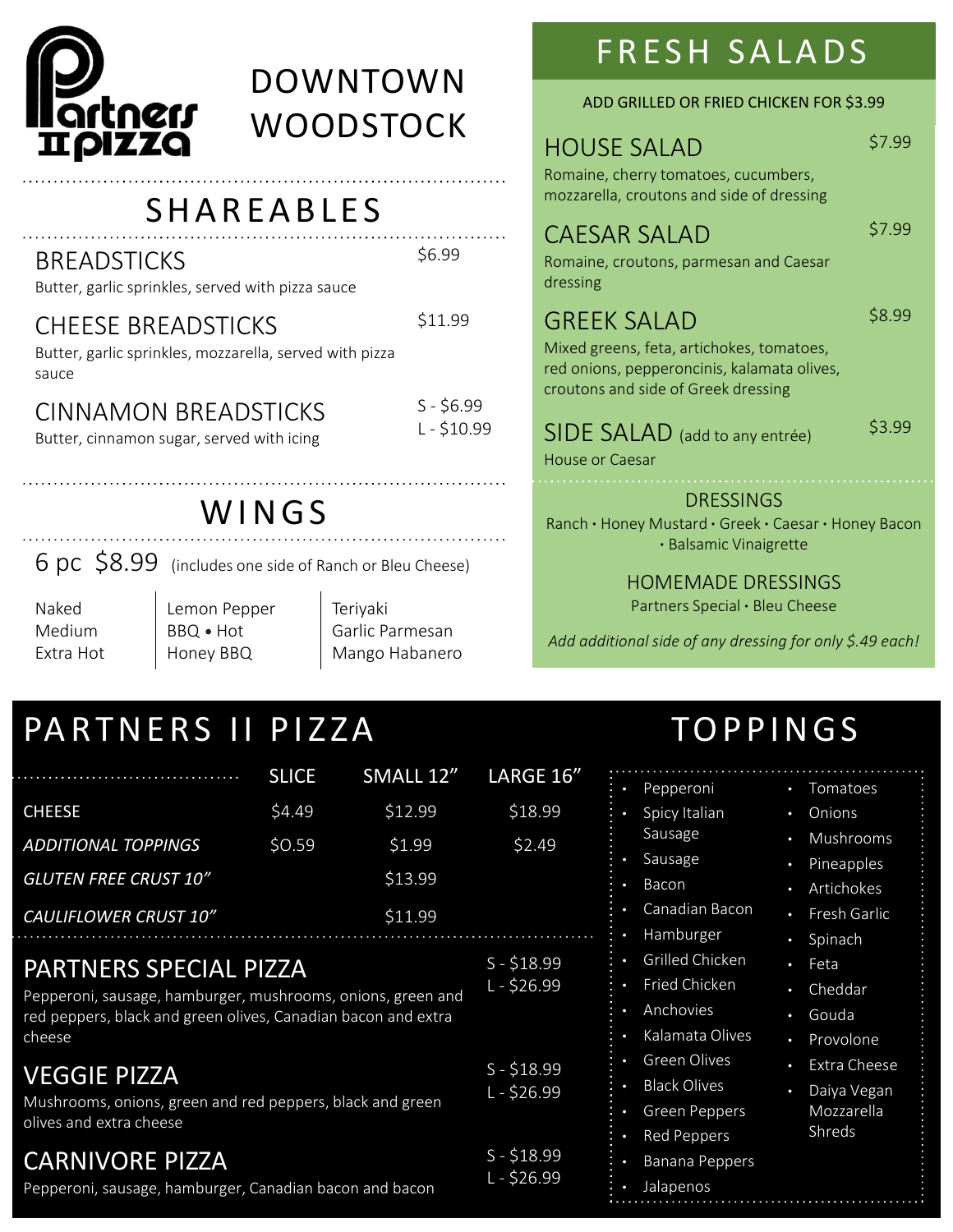# Partners II Pizza

# DOWNTOWN WOODSTOCK

## SHAREABLES

### BREADSTICKS — $6.99
Butter, garlic sprinkles, served with pizza sauce

### CHEESE BREADSTICKS — $11.99
Butter, garlic sprinkles, mozzarella, served with pizza sauce

### CINNAMON BREADSTICKS — S - $6.99 / L - $10.99
Butter, cinnamon sugar, served with icing

## WINGS

6 pc $8.99 (includes one side of Ranch or Bleu Cheese)

| | | |
|---|---|---|
| Naked | Lemon Pepper | Teriyaki |
| Medium | BBQ • Hot | Garlic Parmesan |
| Extra Hot | Honey BBQ | Mango Habanero |

## FRESH SALADS

ADD GRILLED OR FRIED CHICKEN FOR $3.99

### HOUSE SALAD — $7.99
Romaine, cherry tomatoes, cucumbers, mozzarella, croutons and side of dressing

### CAESAR SALAD — $7.99
Romaine, croutons, parmesan and Caesar dressing

### GREEK SALAD — $8.99
Mixed greens, feta, artichokes, tomatoes, red onions, pepperoncinis, kalamata olives, croutons and side of Greek dressing

### SIDE SALAD (add to any entrée) — $3.99
House or Caesar

### DRESSINGS
Ranch • Honey Mustard • Greek • Caesar • Honey Bacon • Balsamic Vinaigrette

### HOMEMADE DRESSINGS
Partners Special • Bleu Cheese

*Add additional side of any dressing for only $.49 each!*

## PARTNERS II PIZZA

| | SLICE | SMALL 12" | LARGE 16" |
|---|---|---|---|
| CHEESE | $4.49 | $12.99 | $18.99 |
| *ADDITIONAL TOPPINGS* | $0.59 | $1.99 | $2.49 |
| *GLUTEN FREE CRUST 10"* | | $13.99 | |
| *CAULIFLOWER CRUST 10"* | | $11.99 | |

### PARTNERS SPECIAL PIZZA — S - $18.99 / L - $26.99
Pepperoni, sausage, hamburger, mushrooms, onions, green and red peppers, black and green olives, Canadian bacon and extra cheese

### VEGGIE PIZZA — S - $18.99 / L - $26.99
Mushrooms, onions, green and red peppers, black and green olives and extra cheese

### CARNIVORE PIZZA — S - $18.99 / L - $26.99
Pepperoni, sausage, hamburger, Canadian bacon and bacon

## TOPPINGS

- Pepperoni
- Spicy Italian Sausage
- Sausage
- Bacon
- Canadian Bacon
- Hamburger
- Grilled Chicken
- Fried Chicken
- Anchovies
- Kalamata Olives
- Green Olives
- Black Olives
- Green Peppers
- Red Peppers
- Banana Peppers
- Jalapenos
- Tomatoes
- Onions
- Mushrooms
- Pineapples
- Artichokes
- Fresh Garlic
- Spinach
- Feta
- Cheddar
- Gouda
- Provolone
- Extra Cheese
- Daiya Vegan Mozzarella Shreds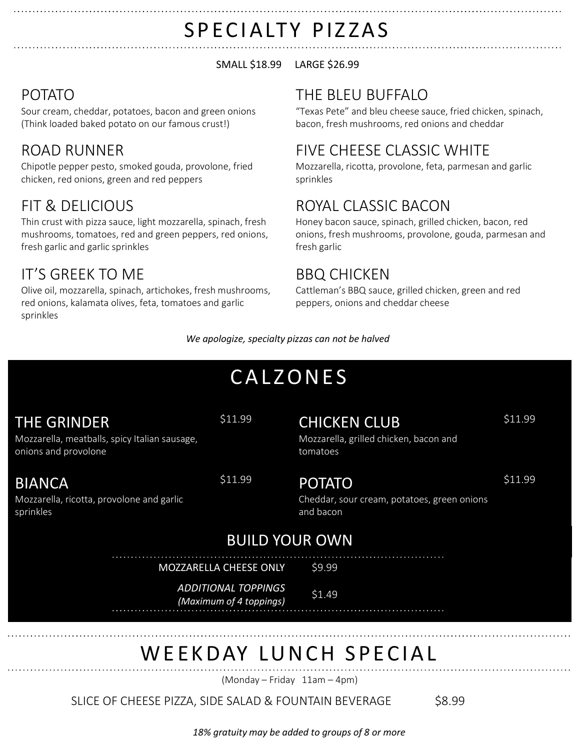# SPECIALTY PIZZAS

SMALL $18.99 LARGE $26.99

### POTATO
Sour cream, cheddar, potatoes, bacon and green onions (Think loaded baked potato on our famous crust!)

### ROAD RUNNER
Chipotle pepper pesto, smoked gouda, provolone, fried chicken, red onions, green and red peppers

### FIT & DELICIOUS
Thin crust with pizza sauce, light mozzarella, spinach, fresh mushrooms, tomatoes, red and green peppers, red onions, fresh garlic and garlic sprinkles

### IT'S GREEK TO ME
Olive oil, mozzarella, spinach, artichokes, fresh mushrooms, red onions, kalamata olives, feta, tomatoes and garlic sprinkles

### THE BLEU BUFFALO
"Texas Pete" and bleu cheese sauce, fried chicken, spinach, bacon, fresh mushrooms, red onions and cheddar

### FIVE CHEESE CLASSIC WHITE
Mozzarella, ricotta, provolone, feta, parmesan and garlic sprinkles

### ROYAL CLASSIC BACON
Honey bacon sauce, spinach, grilled chicken, bacon, red onions, fresh mushrooms, provolone, gouda, parmesan and fresh garlic

### BBQ CHICKEN
Cattleman's BBQ sauce, grilled chicken, green and red peppers, onions and cheddar cheese

*We apologize, specialty pizzas can not be halved*

# CALZONES

### THE GRINDER — $11.99
Mozzarella, meatballs, spicy Italian sausage, onions and provolone

### BIANCA — $11.99
Mozzarella, ricotta, provolone and garlic sprinkles

### CHICKEN CLUB — $11.99
Mozzarella, grilled chicken, bacon and tomatoes

### POTATO — $11.99
Cheddar, sour cream, potatoes, green onions and bacon

## BUILD YOUR OWN

| | |
|---|---|
| MOZZARELLA CHEESE ONLY | $9.99 |
| *ADDITIONAL TOPPINGS (Maximum of 4 toppings)* | $1.49 |

# WEEKDAY LUNCH SPECIAL

(Monday – Friday 11am – 4pm)

SLICE OF CHEESE PIZZA, SIDE SALAD & FOUNTAIN BEVERAGE $8.99

*18% gratuity may be added to groups of 8 or more*